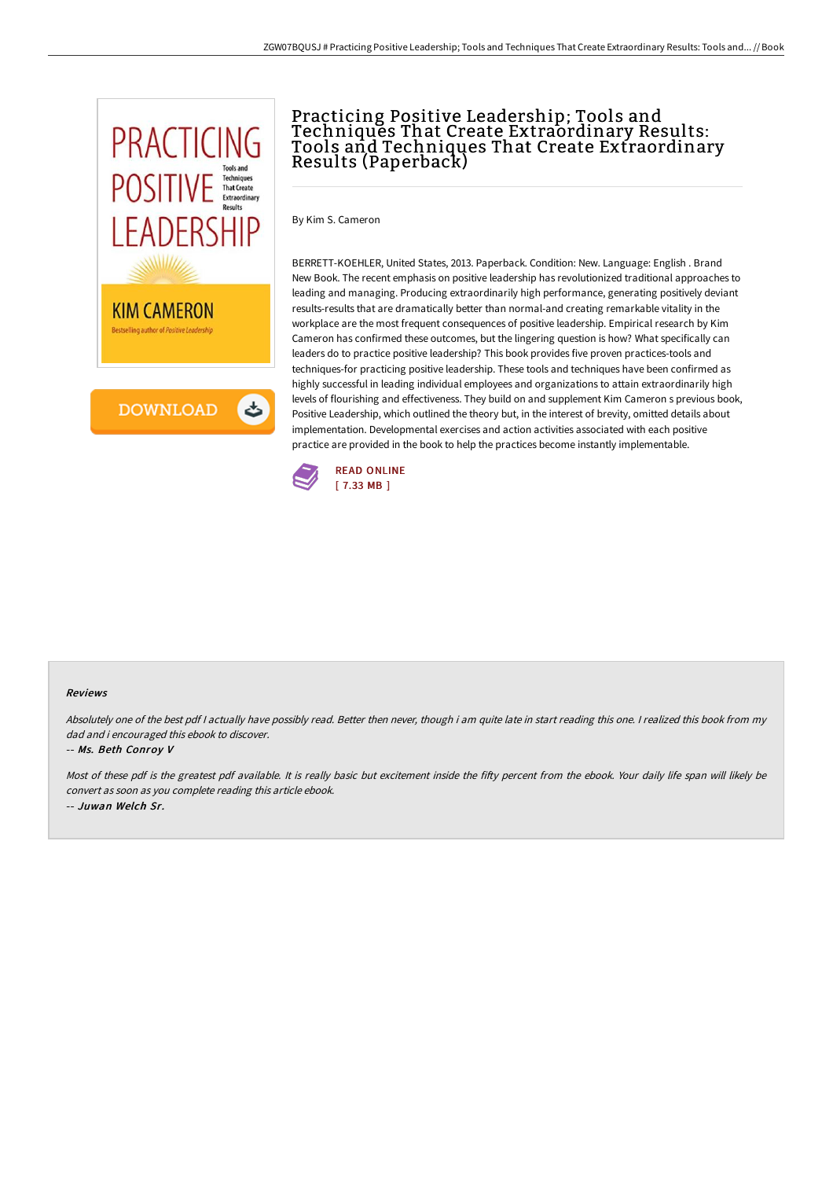# Practicing Positive Leadership; Tools and Techniques That Create Extraordinary Results: Tools and Techniques That Create Extraordinary Results (Paperback)

By Kim S. Cameron

BERRETT-KOEHLER, United States, 2013. Paperback. Condition: New. Language: English . Brand New Book. The recent emphasis on positive leadership has revolutionized traditional approaches to leading and managing. Producing extraordinarily high performance, generating positively deviant results-results that are dramatically better than normal-and creating remarkable vitality in the workplace are the most frequent consequences of positive leadership. Empirical research by Kim Cameron has confirmed these outcomes, but the lingering question is how? What specifically can leaders do to practice positive leadership? This book provides five proven practices-tools and techniques-for practicing positive leadership. These tools and techniques have been confirmed as highly successful in leading individual employees and organizations to attain extraordinarily high levels of flourishing and effectiveness. They build on and supplement Kim Cameron s previous book, Positive Leadership, which outlined the theory but, in the interest of brevity, omitted details about implementation. Developmental exercises and action activities associated with each positive practice are provided in the book to help the practices become instantly implementable.

READ ONLINE
[ 7.33 MB ]

#### Reviews

*Absolutely one of the best pdf I actually have possibly read. Better then never, though i am quite late in start reading this one. I realized this book from my dad and i encouraged this ebook to discover.*

-- *Ms. Beth Conroy V*

*Most of these pdf is the greatest pdf available. It is really basic but excitement inside the fifty percent from the ebook. Your daily life span will likely be convert as soon as you complete reading this article ebook.*

-- *Juwan Welch Sr.*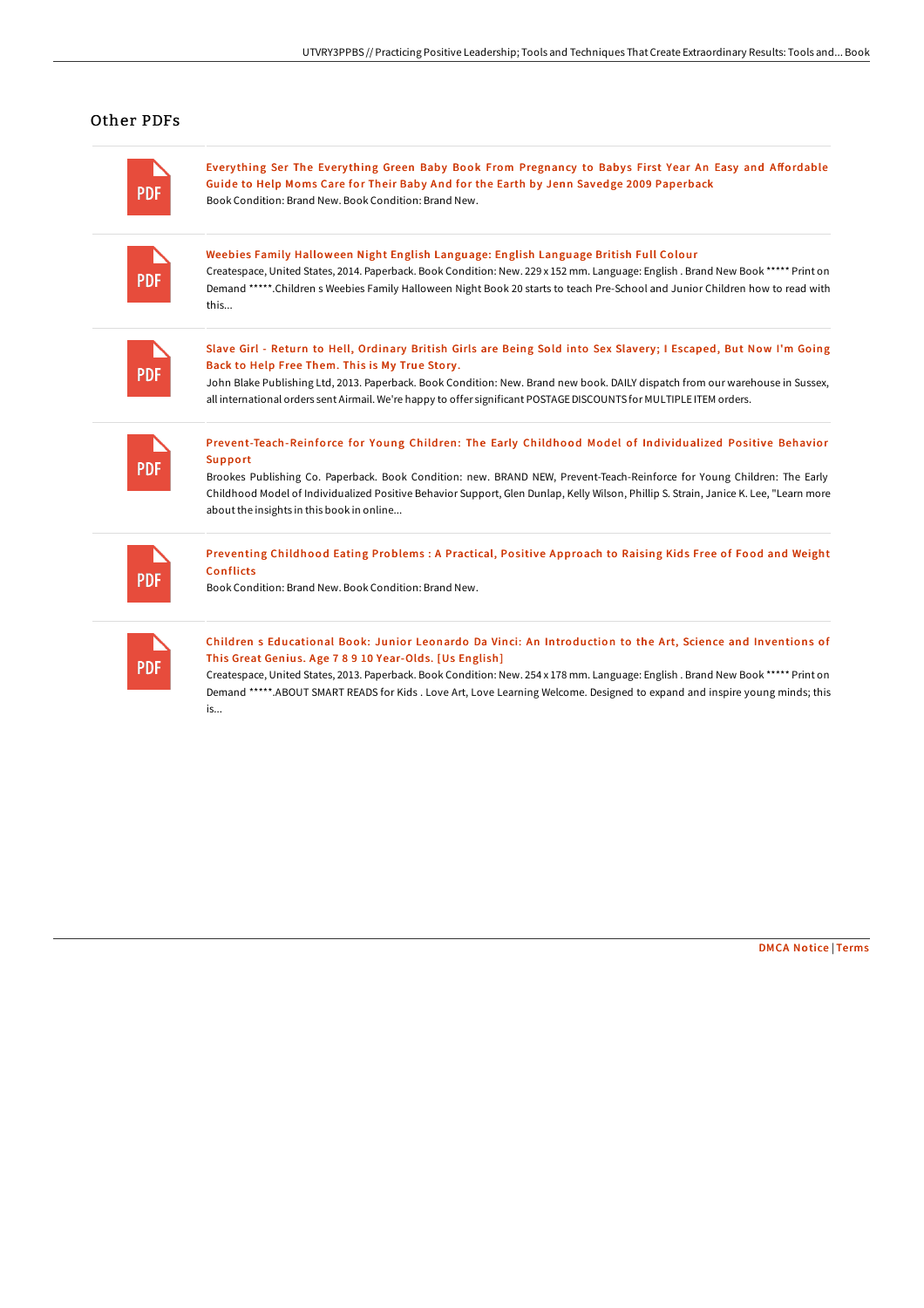## Other PDFs

PDF

**Everything Ser The Everything Green Baby Book From Pregnancy to Babys First Year An Easy and Affordable Guide to Help Moms Care for Their Baby And for the Earth by Jenn Savedge 2009 Paperback**

Book Condition: Brand New. Book Condition: Brand New.

PDF

**Weebies Family Halloween Night English Language: English Language British Full Colour**

Createspace, United States, 2014. Paperback. Book Condition: New. 229 x 152 mm. Language: English . Brand New Book ***** Print on Demand *****.Children s Weebies Family Halloween Night Book 20 starts to teach Pre-School and Junior Children how to read with this...

PDF

**Slave Girl - Return to Hell, Ordinary British Girls are Being Sold into Sex Slavery; I Escaped, But Now I'm Going Back to Help Free Them. This is My True Story.**

John Blake Publishing Ltd, 2013. Paperback. Book Condition: New. Brand new book. DAILY dispatch from our warehouse in Sussex, all international orders sent Airmail. We're happy to offer significant POSTAGE DISCOUNTS for MULTIPLE ITEM orders.

PDF

**Prevent-Teach-Reinforce for Young Children: The Early Childhood Model of Individualized Positive Behavior Support**

Brookes Publishing Co. Paperback. Book Condition: new. BRAND NEW, Prevent-Teach-Reinforce for Young Children: The Early Childhood Model of Individualized Positive Behavior Support, Glen Dunlap, Kelly Wilson, Phillip S. Strain, Janice K. Lee, "Learn more about the insights in this book in online...

PDF

**Preventing Childhood Eating Problems : A Practical, Positive Approach to Raising Kids Free of Food and Weight Conflicts**

Book Condition: Brand New. Book Condition: Brand New.

PDF

**Children s Educational Book: Junior Leonardo Da Vinci: An Introduction to the Art, Science and Inventions of This Great Genius. Age 7 8 9 10 Year-Olds. [Us English]**

Createspace, United States, 2013. Paperback. Book Condition: New. 254 x 178 mm. Language: English . Brand New Book ***** Print on Demand *****.ABOUT SMART READS for Kids . Love Art, Love Learning Welcome. Designed to expand and inspire young minds; this is...

DMCA Notice | Terms